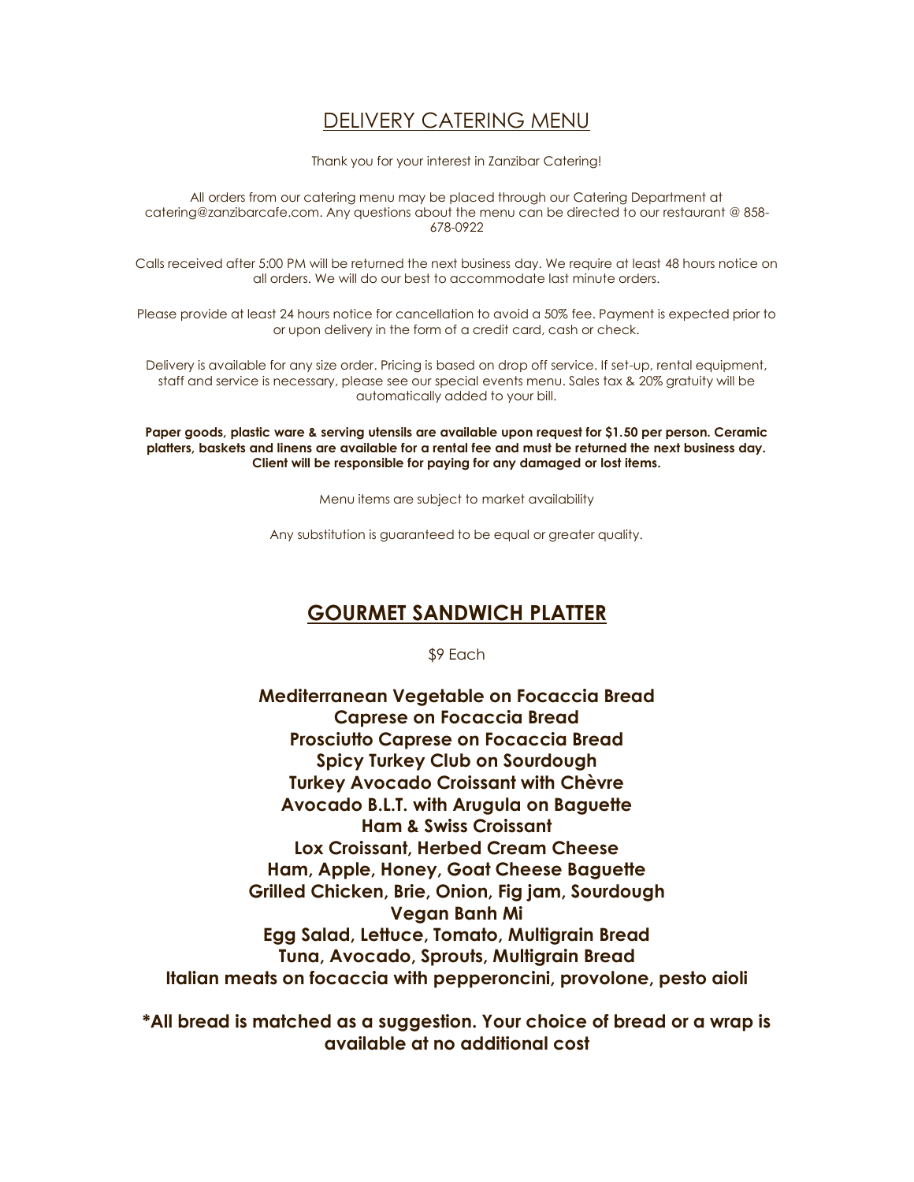# DELIVERY CATERING MENU

Thank you for your interest in Zanzibar Catering!

All orders from our catering menu may be placed through our Catering Department at catering@zanzibarcafe.com. Any questions about the menu can be directed to our restaurant @ 858-678-0922

Calls received after 5:00 PM will be returned the next business day. We require at least 48 hours notice on all orders. We will do our best to accommodate last minute orders.

Please provide at least 24 hours notice for cancellation to avoid a 50% fee. Payment is expected prior to or upon delivery in the form of a credit card, cash or check.

Delivery is available for any size order. Pricing is based on drop off service. If set-up, rental equipment, staff and service is necessary, please see our special events menu. Sales tax & 20% gratuity will be automatically added to your bill.

**Paper goods, plastic ware & serving utensils are available upon request for $1.50 per person. Ceramic platters, baskets and linens are available for a rental fee and must be returned the next business day. Client will be responsible for paying for any damaged or lost items.**

Menu items are subject to market availability

Any substitution is guaranteed to be equal or greater quality.

## GOURMET SANDWICH PLATTER

$9 Each

**Mediterranean Vegetable on Focaccia Bread**
**Caprese on Focaccia Bread**
**Prosciutto Caprese on Focaccia Bread**
**Spicy Turkey Club on Sourdough**
**Turkey Avocado Croissant with Chèvre**
**Avocado B.L.T. with Arugula on Baguette**
**Ham & Swiss Croissant**
**Lox Croissant, Herbed Cream Cheese**
**Ham, Apple, Honey, Goat Cheese Baguette**
**Grilled Chicken, Brie, Onion, Fig jam, Sourdough**
**Vegan Banh Mi**
**Egg Salad, Lettuce, Tomato, Multigrain Bread**
**Tuna, Avocado, Sprouts, Multigrain Bread**
**Italian meats on focaccia with pepperoncini, provolone, pesto aioli**

**\*All bread is matched as a suggestion. Your choice of bread or a wrap is available at no additional cost**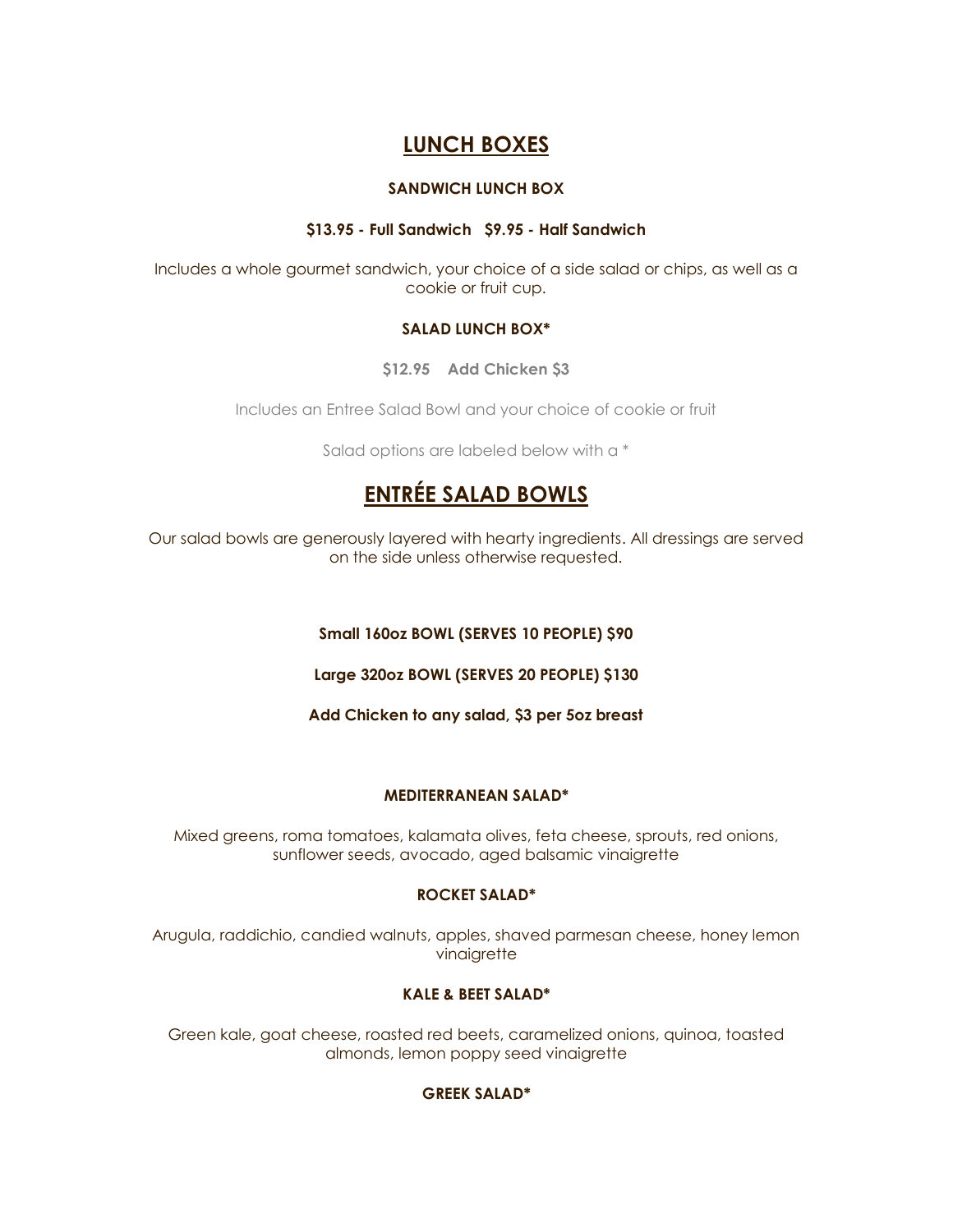## LUNCH BOXES

**SANDWICH LUNCH BOX**

**$13.95 - Full Sandwich   $9.95 - Half Sandwich**

Includes a whole gourmet sandwich, your choice of a side salad or chips, as well as a cookie or fruit cup.

**SALAD LUNCH BOX***

**$12.95    Add Chicken $3**

Includes an Entree Salad Bowl and your choice of cookie or fruit

Salad options are labeled below with a *

## ENTRÉE SALAD BOWLS

Our salad bowls are generously layered with hearty ingredients. All dressings are served on the side unless otherwise requested.

**Small 160oz BOWL (SERVES 10 PEOPLE) $90**

**Large 320oz BOWL (SERVES 20 PEOPLE) $130**

**Add Chicken to any salad, $3 per 5oz breast**

**MEDITERRANEAN SALAD***

Mixed greens, roma tomatoes, kalamata olives, feta cheese, sprouts, red onions, sunflower seeds, avocado, aged balsamic vinaigrette

**ROCKET SALAD***

Arugula, raddichio, candied walnuts, apples, shaved parmesan cheese, honey lemon vinaigrette

**KALE & BEET SALAD***

Green kale, goat cheese, roasted red beets, caramelized onions, quinoa, toasted almonds, lemon poppy seed vinaigrette

**GREEK SALAD***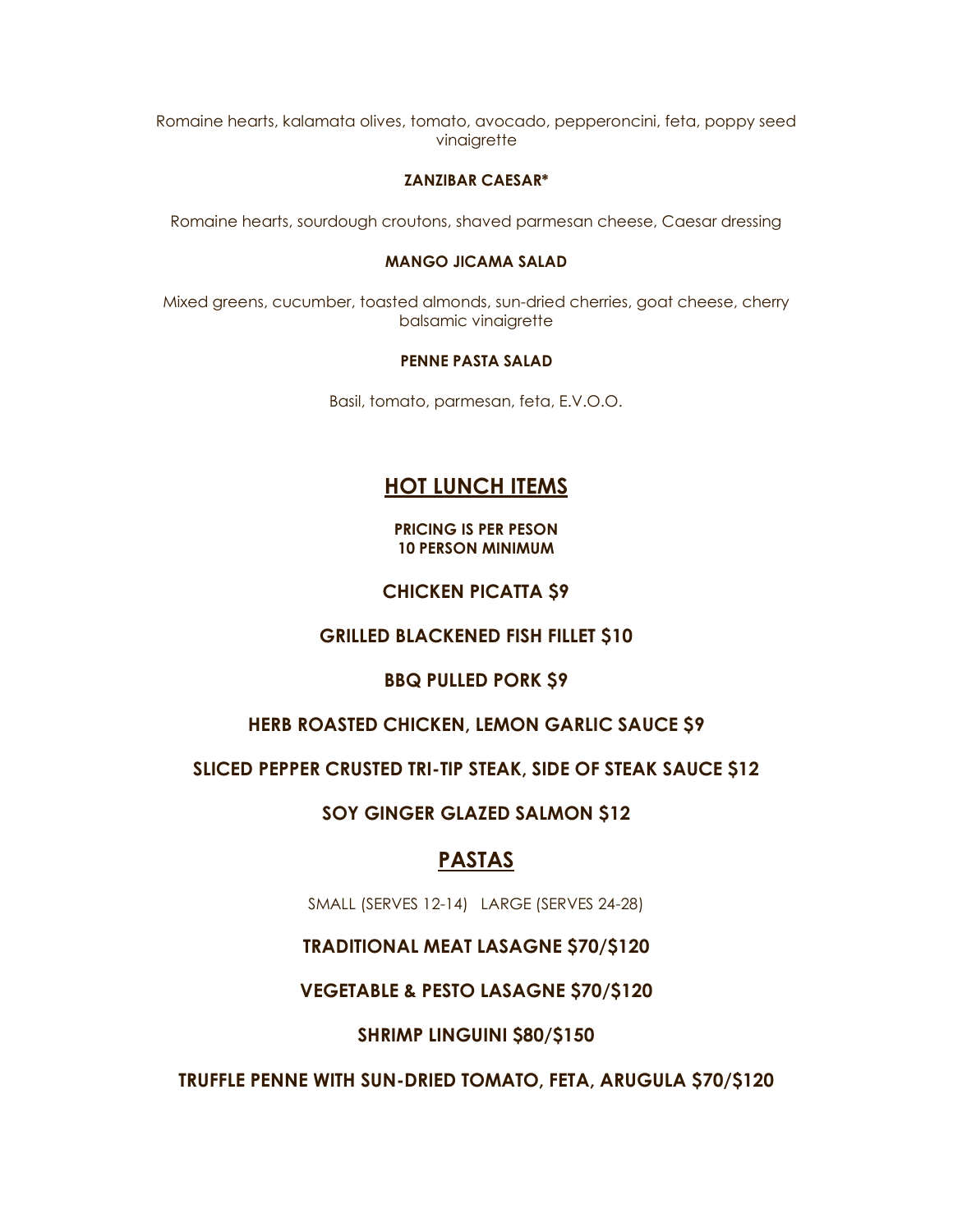Romaine hearts, kalamata olives, tomato, avocado, pepperoncini, feta, poppy seed vinaigrette

**ZANZIBAR CAESAR***

Romaine hearts, sourdough croutons, shaved parmesan cheese, Caesar dressing

**MANGO JICAMA SALAD**

Mixed greens, cucumber, toasted almonds, sun-dried cherries, goat cheese, cherry balsamic vinaigrette

**PENNE PASTA SALAD**

Basil, tomato, parmesan, feta, E.V.O.O.

## HOT LUNCH ITEMS

**PRICING IS PER PESON**
**10 PERSON MINIMUM**

**CHICKEN PICATTA $9**

**GRILLED BLACKENED FISH FILLET $10**

**BBQ PULLED PORK $9**

**HERB ROASTED CHICKEN, LEMON GARLIC SAUCE $9**

**SLICED PEPPER CRUSTED TRI-TIP STEAK, SIDE OF STEAK SAUCE $12**

**SOY GINGER GLAZED SALMON $12**

## PASTAS

SMALL (SERVES 12-14) LARGE (SERVES 24-28)

**TRADITIONAL MEAT LASAGNE $70/$120**

**VEGETABLE & PESTO LASAGNE $70/$120**

**SHRIMP LINGUINI $80/$150**

**TRUFFLE PENNE WITH SUN-DRIED TOMATO, FETA, ARUGULA $70/$120**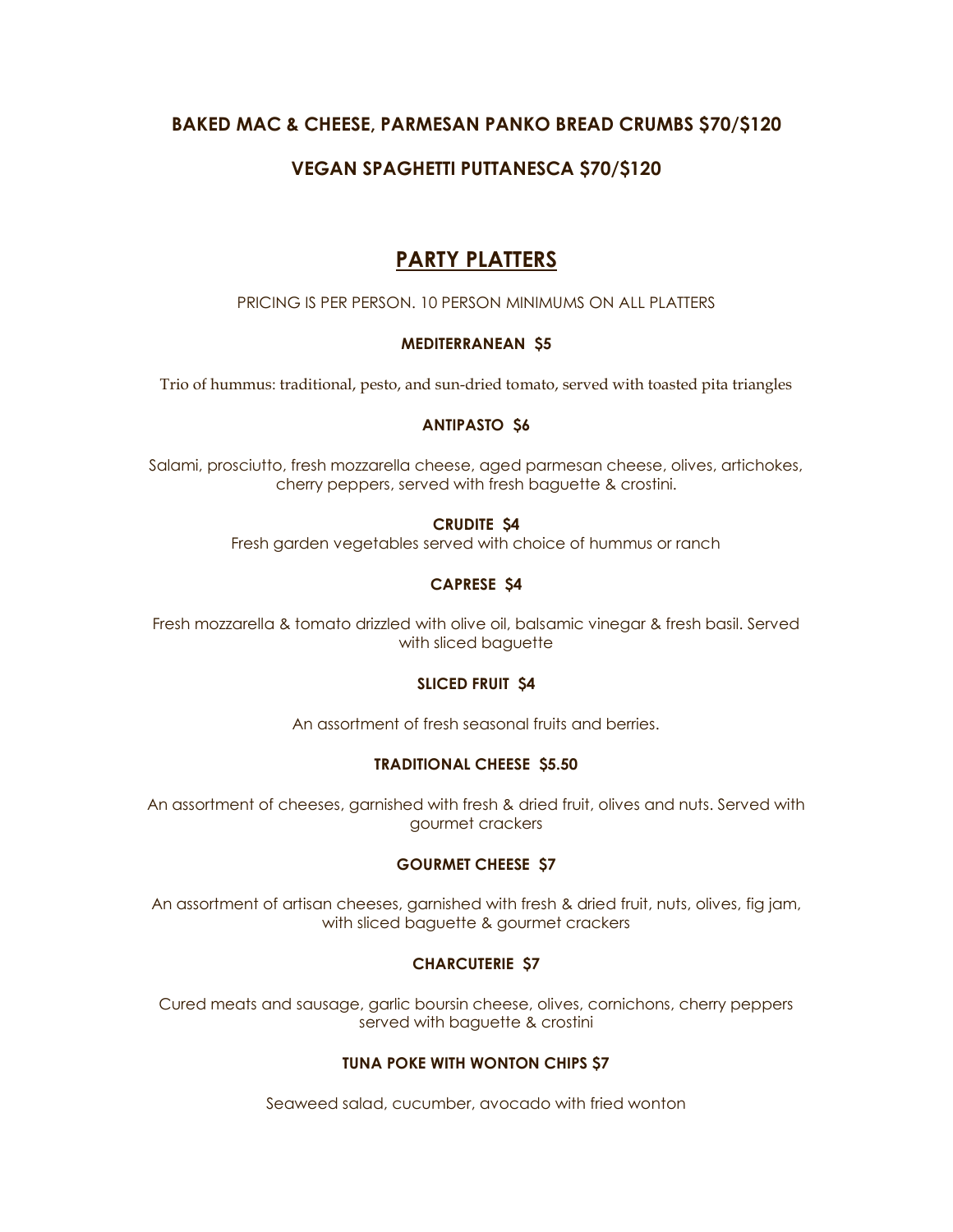**BAKED MAC & CHEESE, PARMESAN PANKO BREAD CRUMBS $70/$120**

**VEGAN SPAGHETTI PUTTANESCA $70/$120**

## PARTY PLATTERS

PRICING IS PER PERSON. 10 PERSON MINIMUMS ON ALL PLATTERS

**MEDITERRANEAN $5**

Trio of hummus: traditional, pesto, and sun-dried tomato, served with toasted pita triangles

**ANTIPASTO $6**

Salami, prosciutto, fresh mozzarella cheese, aged parmesan cheese, olives, artichokes, cherry peppers, served with fresh baguette & crostini.

**CRUDITE $4**

Fresh garden vegetables served with choice of hummus or ranch

**CAPRESE $4**

Fresh mozzarella & tomato drizzled with olive oil, balsamic vinegar & fresh basil. Served with sliced baguette

**SLICED FRUIT $4**

An assortment of fresh seasonal fruits and berries.

**TRADITIONAL CHEESE $5.50**

An assortment of cheeses, garnished with fresh & dried fruit, olives and nuts. Served with gourmet crackers

**GOURMET CHEESE $7**

An assortment of artisan cheeses, garnished with fresh & dried fruit, nuts, olives, fig jam, with sliced baguette & gourmet crackers

**CHARCUTERIE $7**

Cured meats and sausage, garlic boursin cheese, olives, cornichons, cherry peppers served with baguette & crostini

**TUNA POKE WITH WONTON CHIPS $7**

Seaweed salad, cucumber, avocado with fried wonton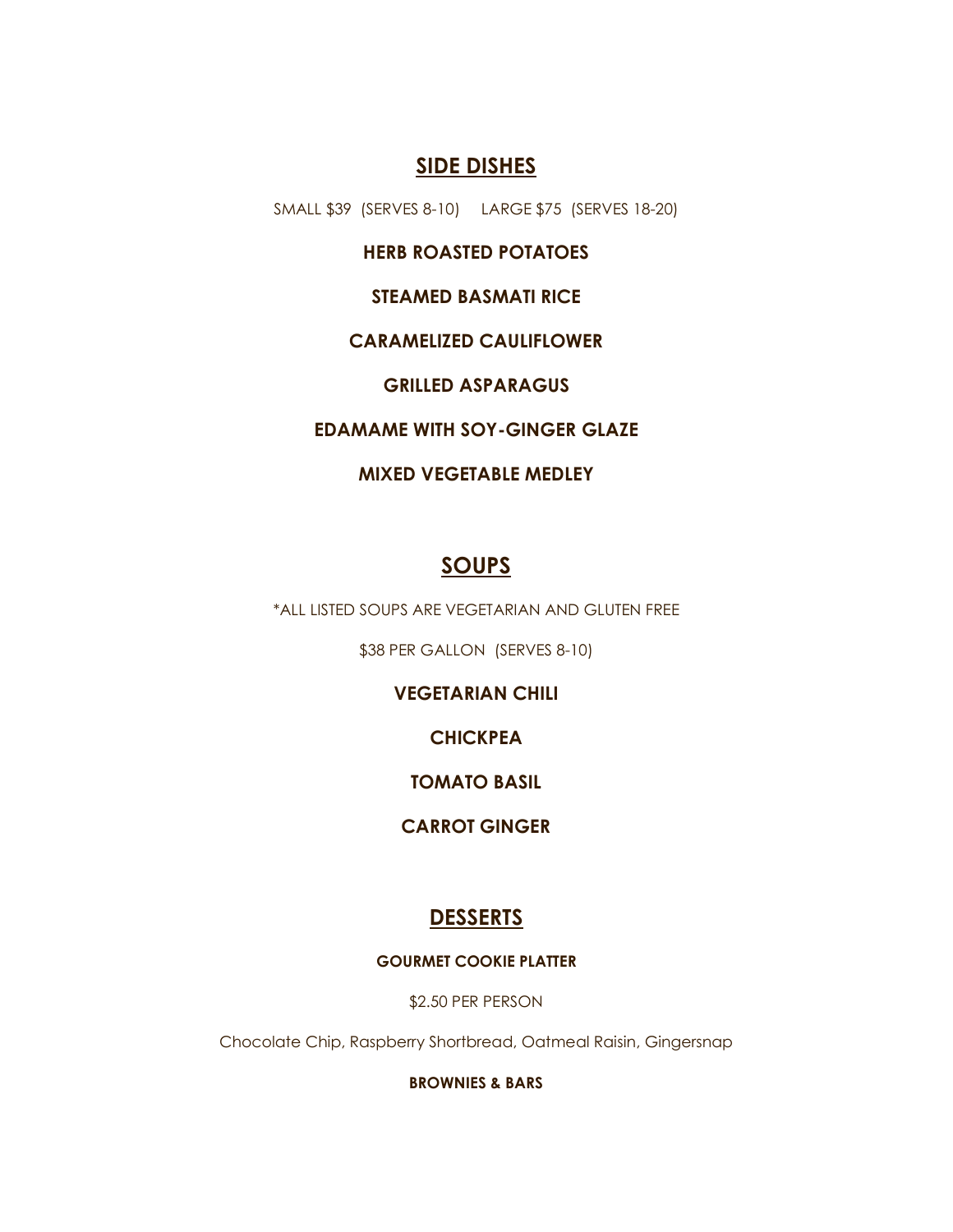## SIDE DISHES

SMALL $39 (SERVES 8-10) LARGE $75 (SERVES 18-20)

**HERB ROASTED POTATOES**

**STEAMED BASMATI RICE**

**CARAMELIZED CAULIFLOWER**

**GRILLED ASPARAGUS**

**EDAMAME WITH SOY-GINGER GLAZE**

**MIXED VEGETABLE MEDLEY**

## SOUPS

*ALL LISTED SOUPS ARE VEGETARIAN AND GLUTEN FREE

$38 PER GALLON (SERVES 8-10)

**VEGETARIAN CHILI**

**CHICKPEA**

**TOMATO BASIL**

**CARROT GINGER**

## DESSERTS

**GOURMET COOKIE PLATTER**

$2.50 PER PERSON

Chocolate Chip, Raspberry Shortbread, Oatmeal Raisin, Gingersnap

**BROWNIES & BARS**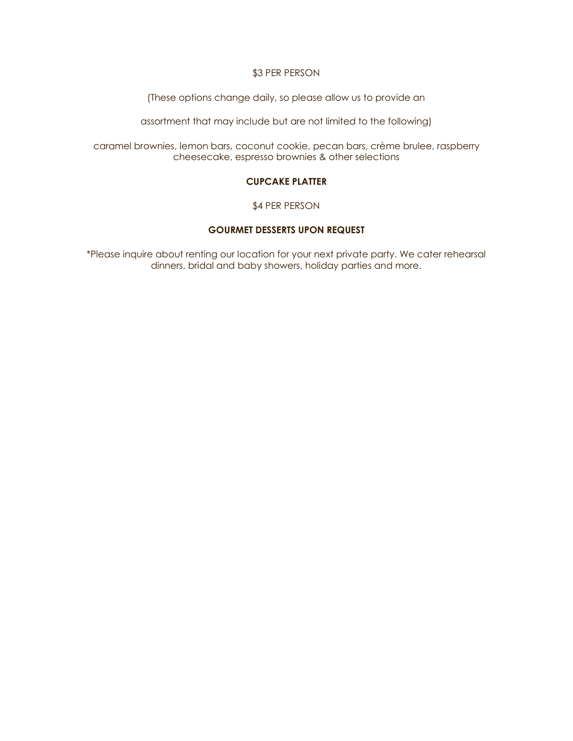$3 PER PERSON

(These options change daily, so please allow us to provide an

assortment that may include but are not limited to the following)

caramel brownies, lemon bars, coconut cookie, pecan bars, crème brulee, raspberry cheesecake, espresso brownies & other selections

**CUPCAKE PLATTER**

$4 PER PERSON

**GOURMET DESSERTS UPON REQUEST**

*Please inquire about renting our location for your next private party. We cater rehearsal dinners, bridal and baby showers, holiday parties and more.